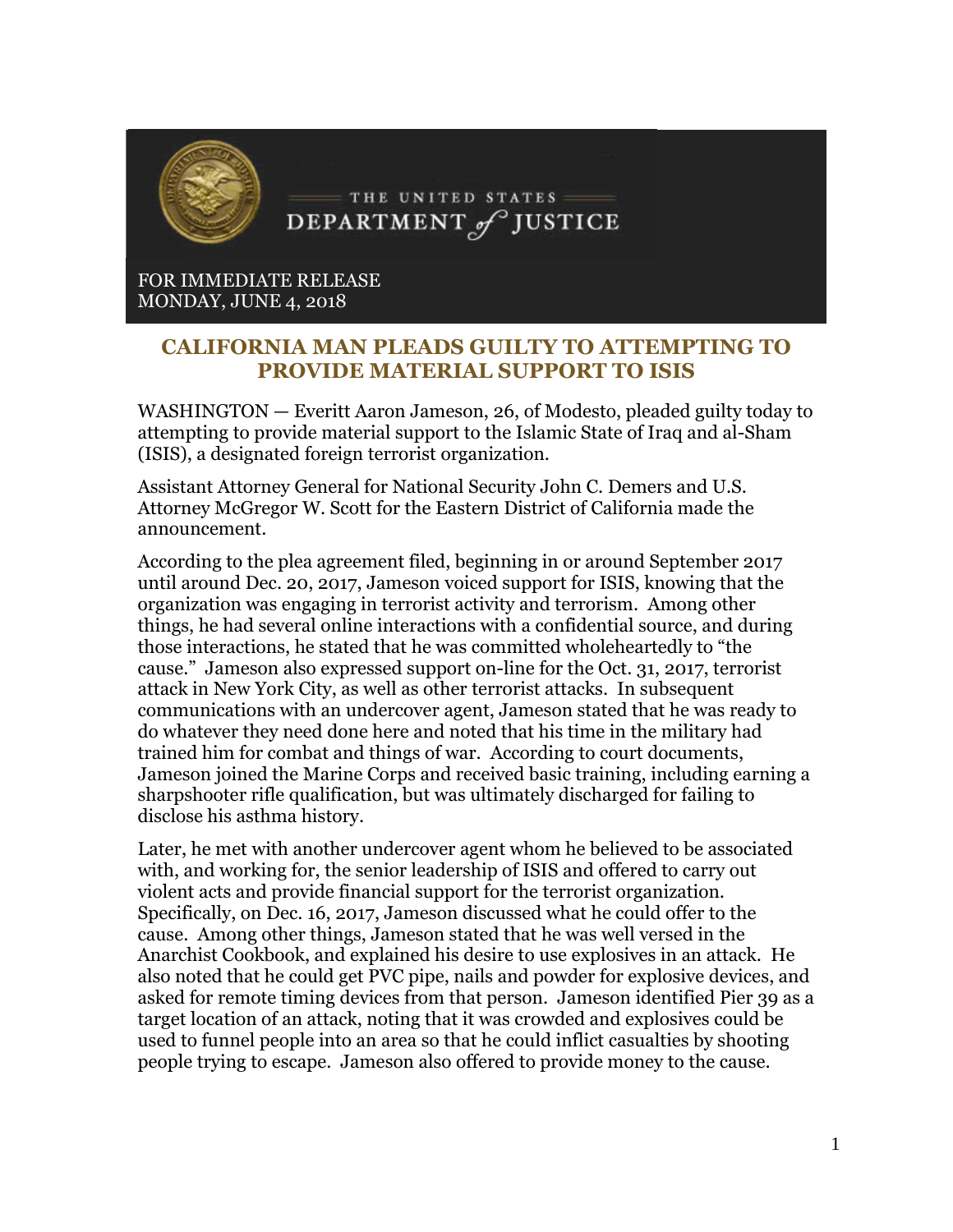THE UNITED STATES DEPARTMENT *of* JUSTICE

FOR IMMEDIATE RELEASE
MONDAY, JUNE 4, 2018

# CALIFORNIA MAN PLEADS GUILTY TO ATTEMPTING TO PROVIDE MATERIAL SUPPORT TO ISIS

WASHINGTON — Everitt Aaron Jameson, 26, of Modesto, pleaded guilty today to attempting to provide material support to the Islamic State of Iraq and al-Sham (ISIS), a designated foreign terrorist organization.

Assistant Attorney General for National Security John C. Demers and U.S. Attorney McGregor W. Scott for the Eastern District of California made the announcement.

According to the plea agreement filed, beginning in or around September 2017 until around Dec. 20, 2017, Jameson voiced support for ISIS, knowing that the organization was engaging in terrorist activity and terrorism. Among other things, he had several online interactions with a confidential source, and during those interactions, he stated that he was committed wholeheartedly to "the cause." Jameson also expressed support on-line for the Oct. 31, 2017, terrorist attack in New York City, as well as other terrorist attacks. In subsequent communications with an undercover agent, Jameson stated that he was ready to do whatever they need done here and noted that his time in the military had trained him for combat and things of war. According to court documents, Jameson joined the Marine Corps and received basic training, including earning a sharpshooter rifle qualification, but was ultimately discharged for failing to disclose his asthma history.

Later, he met with another undercover agent whom he believed to be associated with, and working for, the senior leadership of ISIS and offered to carry out violent acts and provide financial support for the terrorist organization. Specifically, on Dec. 16, 2017, Jameson discussed what he could offer to the cause. Among other things, Jameson stated that he was well versed in the Anarchist Cookbook, and explained his desire to use explosives in an attack. He also noted that he could get PVC pipe, nails and powder for explosive devices, and asked for remote timing devices from that person. Jameson identified Pier 39 as a target location of an attack, noting that it was crowded and explosives could be used to funnel people into an area so that he could inflict casualties by shooting people trying to escape. Jameson also offered to provide money to the cause.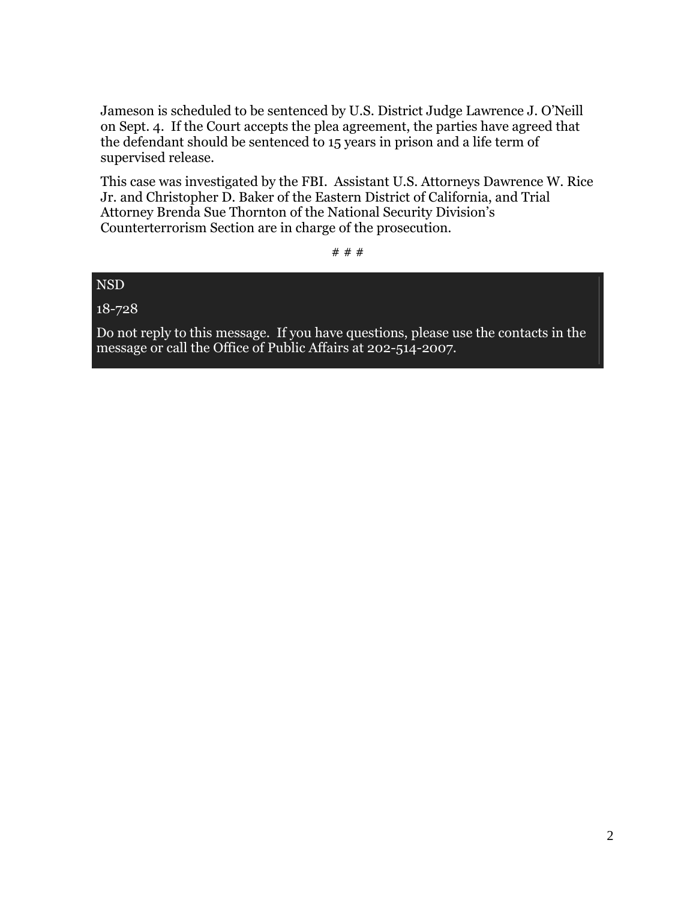Jameson is scheduled to be sentenced by U.S. District Judge Lawrence J. O'Neill on Sept. 4. If the Court accepts the plea agreement, the parties have agreed that the defendant should be sentenced to 15 years in prison and a life term of supervised release.

This case was investigated by the FBI. Assistant U.S. Attorneys Dawrence W. Rice Jr. and Christopher D. Baker of the Eastern District of California, and Trial Attorney Brenda Sue Thornton of the National Security Division's Counterterrorism Section are in charge of the prosecution.

# # #

NSD

18-728

Do not reply to this message. If you have questions, please use the contacts in the message or call the Office of Public Affairs at 202-514-2007.